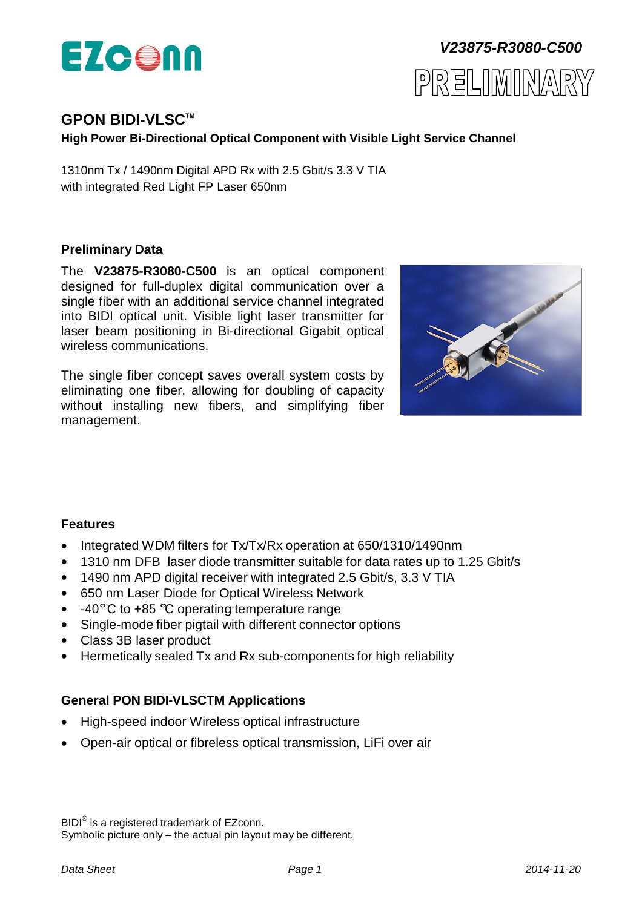V23875-R3080-C500

PRELIMINARY

# GPON BIDI-VLSC™

**High Power Bi-Directional Optical Component with Visible Light Service Channel**

1310nm Tx / 1490nm Digital APD Rx with 2.5 Gbit/s 3.3 V TIA
with integrated Red Light FP Laser 650nm

## Preliminary Data

The **V23875-R3080-C500** is an optical component designed for full-duplex digital communication over a single fiber with an additional service channel integrated into BIDI optical unit. Visible light laser transmitter for laser beam positioning in Bi-directional Gigabit optical wireless communications.

The single fiber concept saves overall system costs by eliminating one fiber, allowing for doubling of capacity without installing new fibers, and simplifying fiber management.

## Features

- Integrated WDM filters for Tx/Tx/Rx operation at 650/1310/1490nm
- 1310 nm DFB laser diode transmitter suitable for data rates up to 1.25 Gbit/s
- 1490 nm APD digital receiver with integrated 2.5 Gbit/s, 3.3 V TIA
- 650 nm Laser Diode for Optical Wireless Network
- -40°C to +85 °C operating temperature range
- Single-mode fiber pigtail with different connector options
- Class 3B laser product
- Hermetically sealed Tx and Rx sub-components for high reliability

## General PON BIDI-VLSCTM Applications

- High-speed indoor Wireless optical infrastructure
- Open-air optical or fibreless optical transmission, LiFi over air

BIDI® is a registered trademark of EZconn.
Symbolic picture only – the actual pin layout may be different.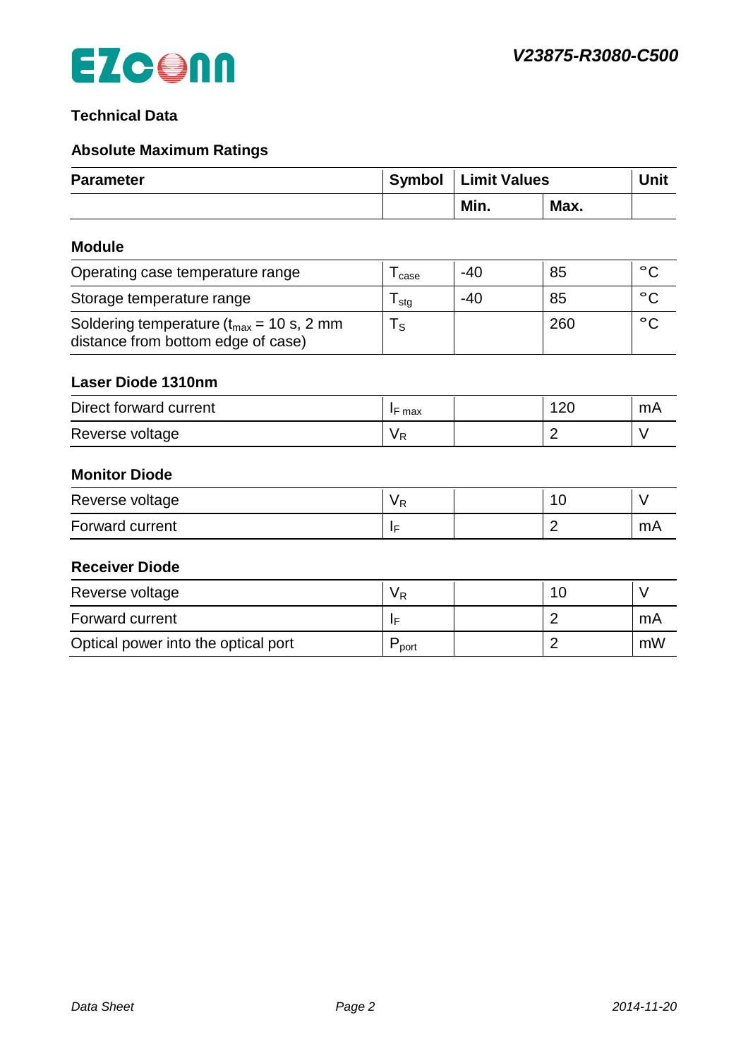## Technical Data

### Absolute Maximum Ratings

| Parameter | Symbol | Limit Values | | Unit |
|---|---|---|---|---|
| | | **Min.** | **Max.** | |
| **Module** | | | | |
| Operating case temperature range | $T_{case}$ | -40 | 85 | °C |
| Storage temperature range | $T_{stg}$ | -40 | 85 | °C |
| Soldering temperature ($t_{max}$ = 10 s, 2 mm distance from bottom edge of case) | $T_S$ | | 260 | °C |
| **Laser Diode 1310nm** | | | | |
| Direct forward current | $I_{F\ max}$ | | 120 | mA |
| Reverse voltage | $V_R$ | | 2 | V |
| **Monitor Diode** | | | | |
| Reverse voltage | $V_R$ | | 10 | V |
| Forward current | $I_F$ | | 2 | mA |
| **Receiver Diode** | | | | |
| Reverse voltage | $V_R$ | | 10 | V |
| Forward current | $I_F$ | | 2 | mA |
| Optical power into the optical port | $P_{port}$ | | 2 | mW |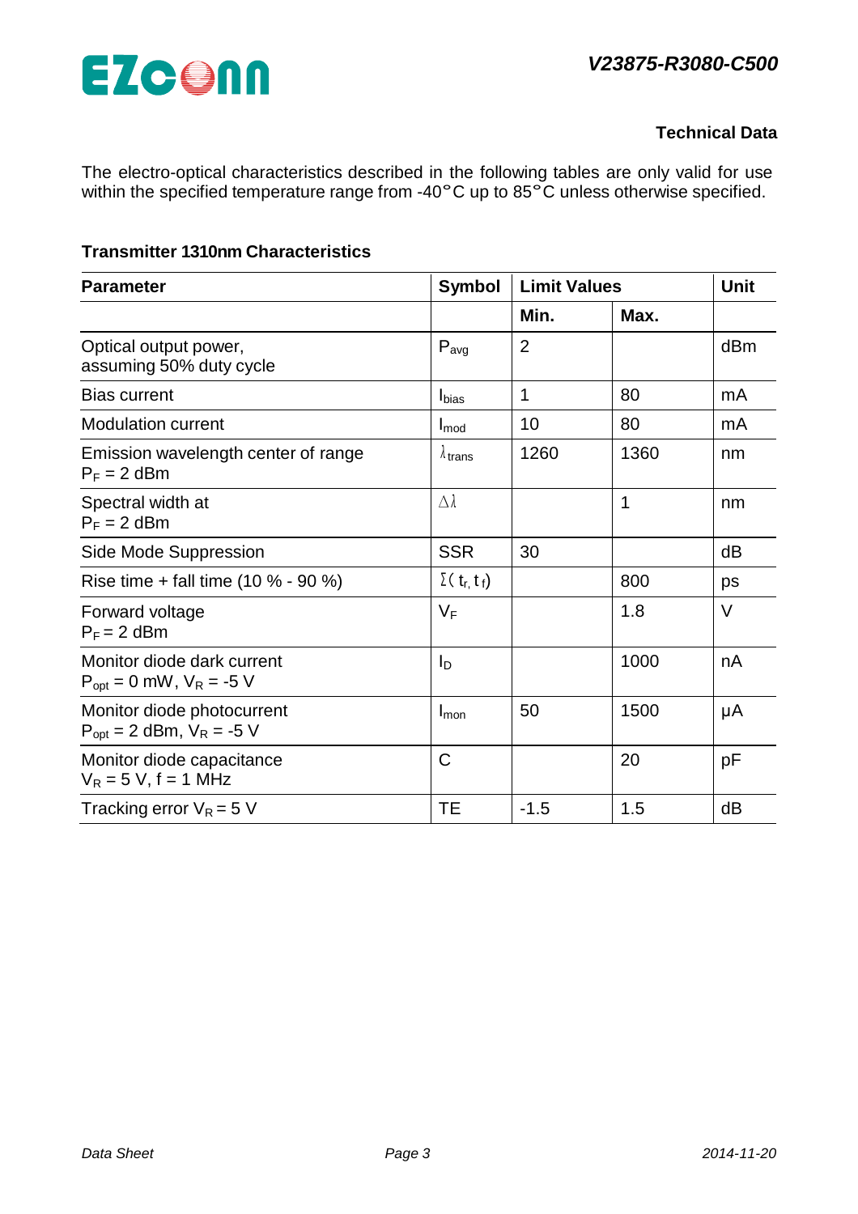## Technical Data

The electro-optical characteristics described in the following tables are only valid for use within the specified temperature range from -40°C up to 85°C unless otherwise specified.

### Transmitter 1310nm Characteristics

| Parameter | Symbol | Limit Values | | Unit |
|---|---|---|---|---|
| | | Min. | Max. | |
| Optical output power, assuming 50% duty cycle | $P_{avg}$ | 2 | | dBm |
| Bias current | $I_{bias}$ | 1 | 80 | mA |
| Modulation current | $I_{mod}$ | 10 | 80 | mA |
| Emission wavelength center of range $P_F$ = 2 dBm | $\lambda_{trans}$ | 1260 | 1360 | nm |
| Spectral width at $P_F$ = 2 dBm | $\Delta\lambda$ | | 1 | nm |
| Side Mode Suppression | SSR | 30 | | dB |
| Rise time + fall time (10 % - 90 %) | $\Sigma(t_r, t_f)$ | | 800 | ps |
| Forward voltage $P_F$ = 2 dBm | $V_F$ | | 1.8 | V |
| Monitor diode dark current $P_{opt}$ = 0 mW, $V_R$ = -5 V | $I_D$ | | 1000 | nA |
| Monitor diode photocurrent $P_{opt}$ = 2 dBm, $V_R$ = -5 V | $I_{mon}$ | 50 | 1500 | µA |
| Monitor diode capacitance $V_R$ = 5 V, f = 1 MHz | C | | 20 | pF |
| Tracking error $V_R$ = 5 V | TE | -1.5 | 1.5 | dB |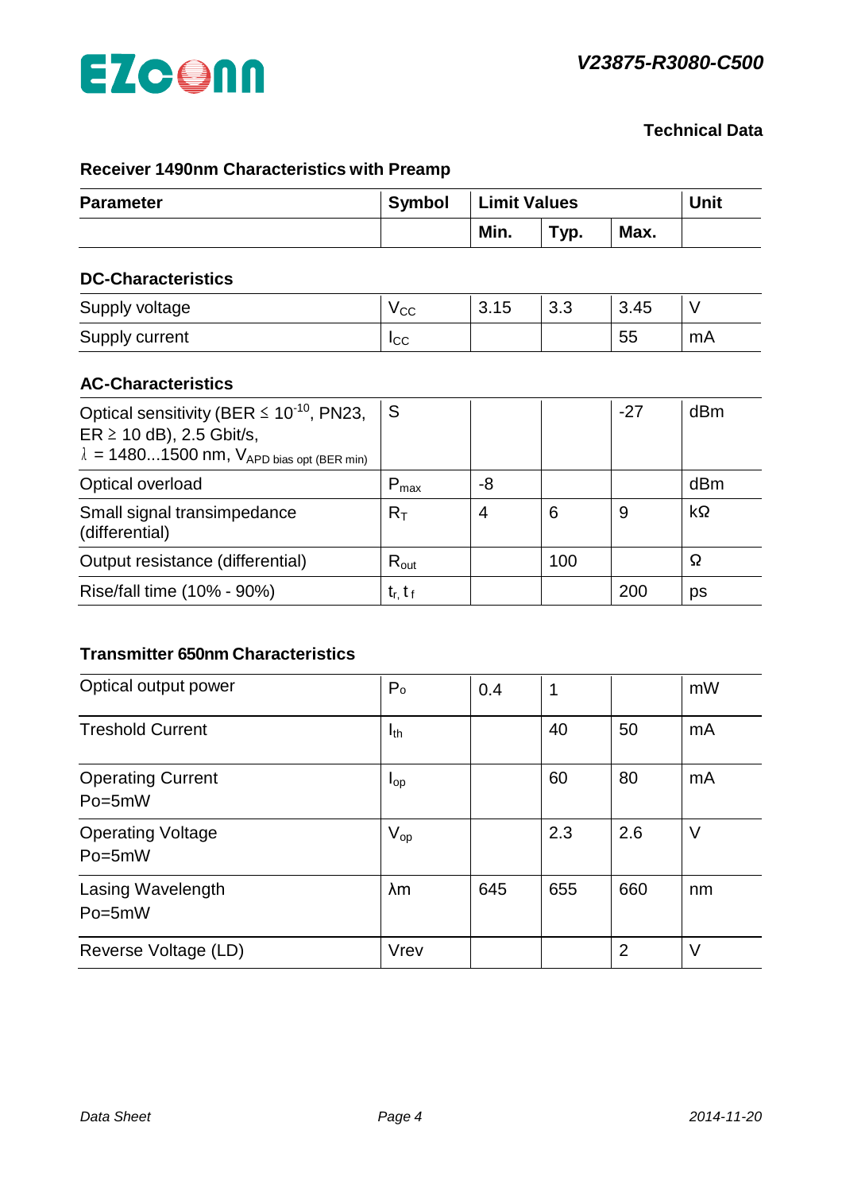**Technical Data**

## Receiver 1490nm Characteristics with Preamp

| Parameter | Symbol | Limit Values | | | Unit |
|---|---|---|---|---|---|
| | | Min. | Typ. | Max. | |
| **DC-Characteristics** | | | | | |
| Supply voltage | $V_{CC}$ | 3.15 | 3.3 | 3.45 | V |
| Supply current | $I_{CC}$ | | | 55 | mA |
| **AC-Characteristics** | | | | | |
| Optical sensitivity (BER ≤ $10^{-10}$, PN23, ER ≥ 10 dB), 2.5 Gbit/s, $\lambda$ = 1480...1500 nm, $V_{APD\ bias\ opt\ (BER\ min)}$ | S | | | -27 | dBm |
| Optical overload | $P_{max}$ | -8 | | | dBm |
| Small signal transimpedance (differential) | $R_T$ | 4 | 6 | 9 | kΩ |
| Output resistance (differential) | $R_{out}$ | | 100 | | Ω |
| Rise/fall time (10% - 90%) | $t_r$, $t_f$ | | | 200 | ps |

## Transmitter 650nm Characteristics

| Parameter | Symbol | Min. | Typ. | Max. | Unit |
|---|---|---|---|---|---|
| Optical output power | $P_o$ | 0.4 | 1 | | mW |
| Treshold Current | $I_{th}$ | | 40 | 50 | mA |
| Operating Current Po=5mW | $I_{op}$ | | 60 | 80 | mA |
| Operating Voltage Po=5mW | $V_{op}$ | | 2.3 | 2.6 | V |
| Lasing Wavelength Po=5mW | λm | 645 | 655 | 660 | nm |
| Reverse Voltage (LD) | Vrev | | | 2 | V |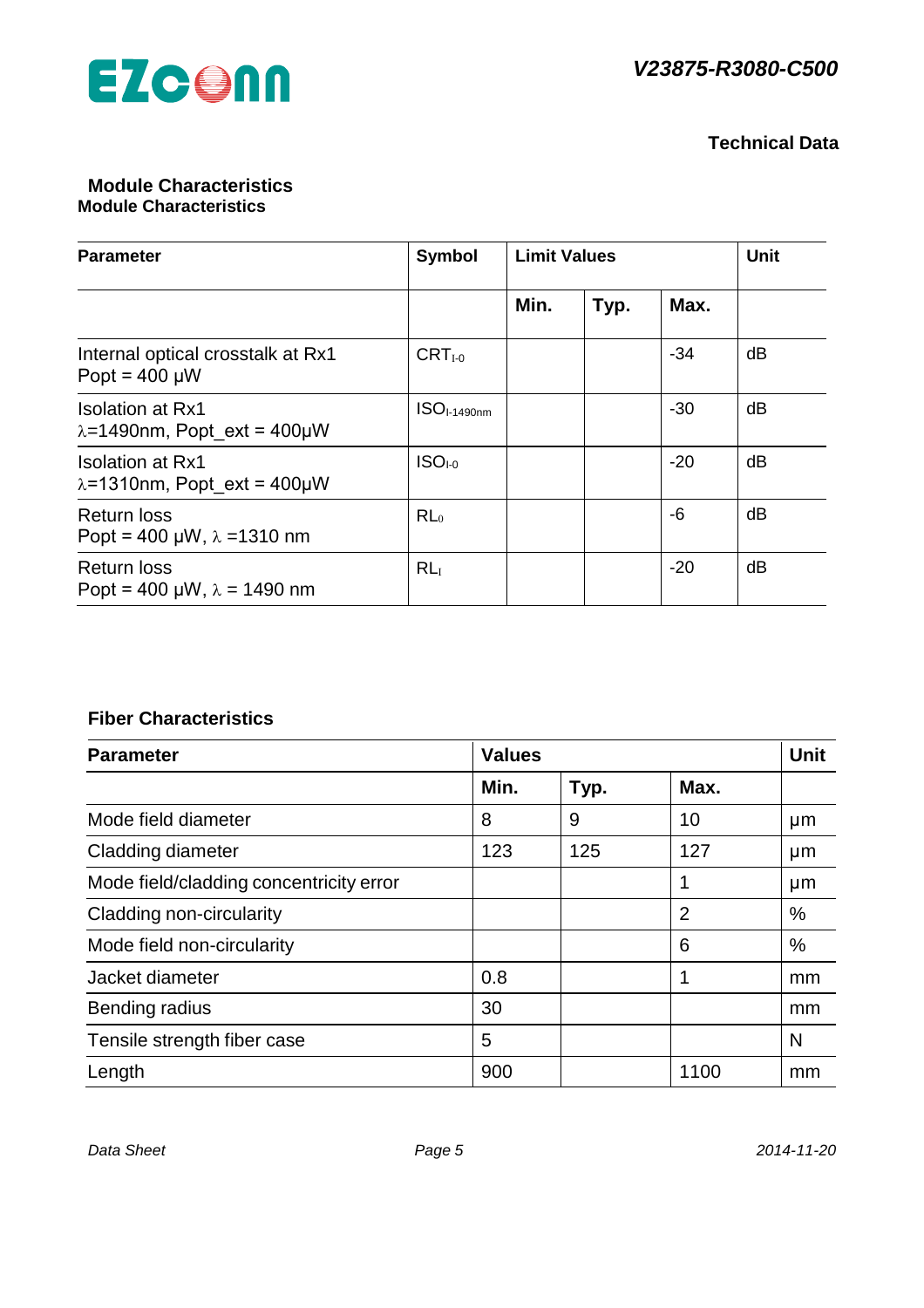## Technical Data

### Module Characteristics

**Module Characteristics**

| Parameter | Symbol | Limit Values | | | Unit |
|---|---|---|---|---|---|
| | | **Min.** | **Typ.** | **Max.** | |
| Internal optical crosstalk at Rx1<br>Popt = 400 µW | $CRT_{I\text{-}0}$ | | | -34 | dB |
| Isolation at Rx1<br>λ=1490nm, Popt_ext = 400µW | $ISO_{I\text{-}1490nm}$ | | | -30 | dB |
| Isolation at Rx1<br>λ=1310nm, Popt_ext = 400µW | $ISO_{I\text{-}0}$ | | | -20 | dB |
| Return loss<br>Popt = 400 µW, λ =1310 nm | $RL_0$ | | | -6 | dB |
| Return loss<br>Popt = 400 µW, λ = 1490 nm | $RL_I$ | | | -20 | dB |

### Fiber Characteristics

| Parameter | Values | | | Unit |
|---|---|---|---|---|
| | **Min.** | **Typ.** | **Max.** | |
| Mode field diameter | 8 | 9 | 10 | µm |
| Cladding diameter | 123 | 125 | 127 | µm |
| Mode field/cladding concentricity error | | | 1 | µm |
| Cladding non-circularity | | | 2 | % |
| Mode field non-circularity | | | 6 | % |
| Jacket diameter | 0.8 | | 1 | mm |
| Bending radius | 30 | | | mm |
| Tensile strength fiber case | 5 | | | N |
| Length | 900 | | 1100 | mm |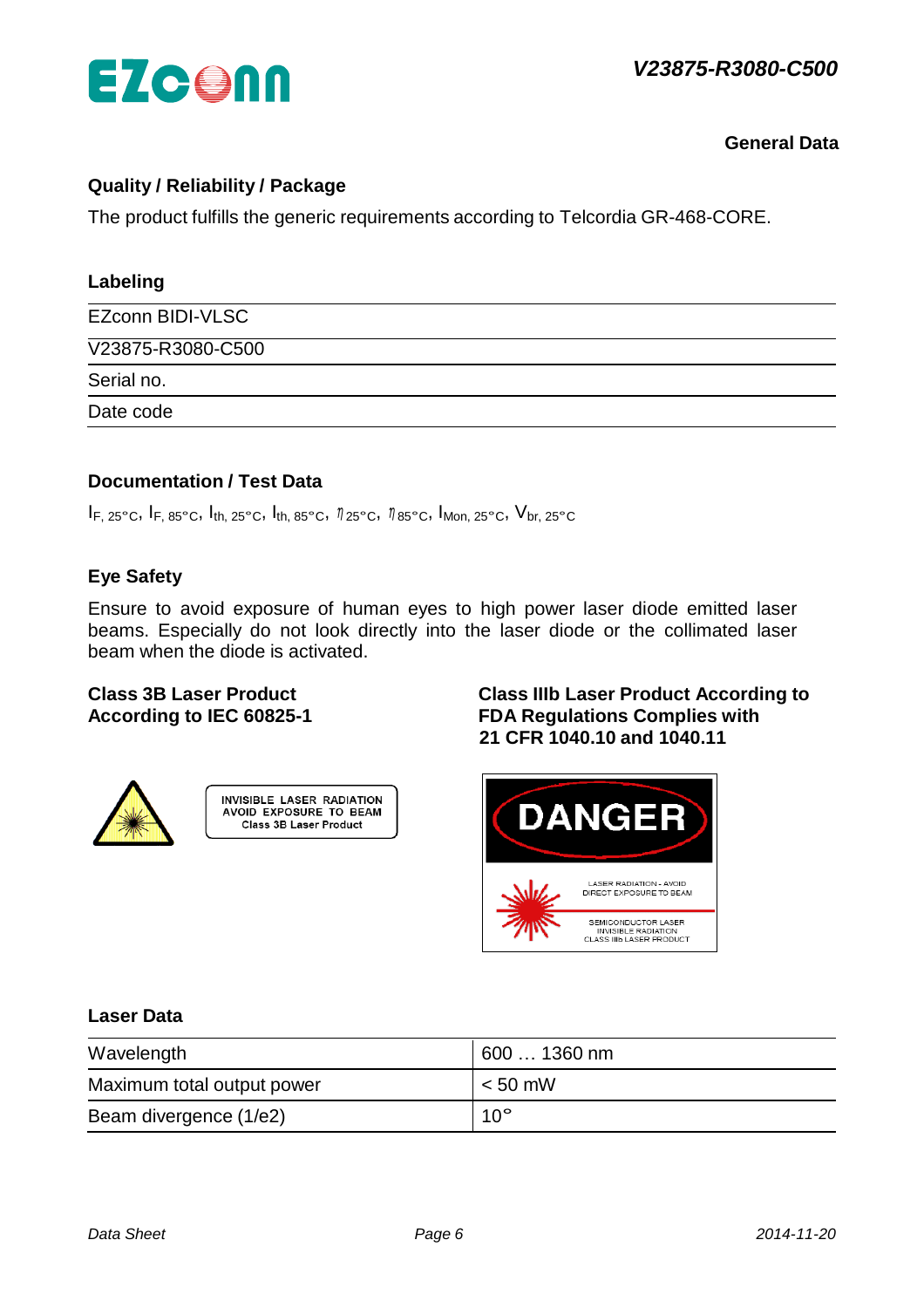**General Data**

### Quality / Reliability / Package

The product fulfills the generic requirements according to Telcordia GR-468-CORE.

### Labeling

| EZconn BIDI-VLSC |
|---|
| V23875-R3080-C500 |
| Serial no. |
| Date code |

### Documentation / Test Data

$I_{F, 25°C}$, $I_{F, 85°C}$, $I_{th, 25°C}$, $I_{th, 85°C}$, $\eta_{25°C}$, $\eta_{85°C}$, $I_{Mon, 25°C}$, $V_{br, 25°C}$

### Eye Safety

Ensure to avoid exposure of human eyes to high power laser diode emitted laser beams. Especially do not look directly into the laser diode or the collimated laser beam when the diode is activated.

**Class 3B Laser Product According to IEC 60825-1**

INVISIBLE LASER RADIATION
AVOID EXPOSURE TO BEAM
Class 3B Laser Product

**Class IIIb Laser Product According to FDA Regulations Complies with 21 CFR 1040.10 and 1040.11**

DANGER

LASER RADIATION - AVOID DIRECT EXPOSURE TO BEAM

SEMICONDUCTOR LASER
INVISIBLE RADIATION
CLASS IIIb LASER PRODUCT

### Laser Data

| | |
|---|---|
| Wavelength | 600 … 1360 nm |
| Maximum total output power | < 50 mW |
| Beam divergence (1/e2) | 10° |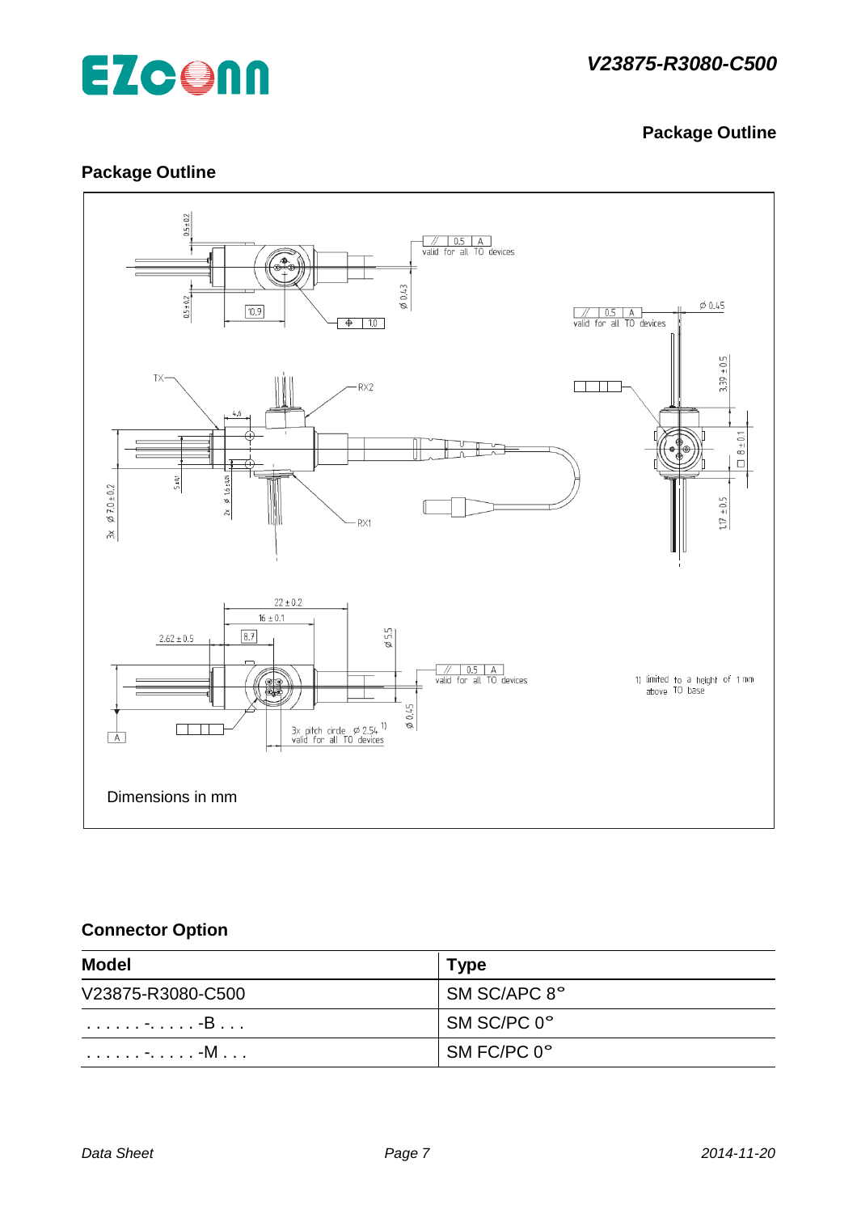## Package Outline

### Package Outline

Dimensions in mm

### Connector Option

| Model | Type |
|---|---|
| V23875-R3080-C500 | SM SC/APC 8° |
| . . . . . . -. . . . . -B . . . | SM SC/PC 0° |
| . . . . . . -. . . . . -M . . . | SM FC/PC 0° |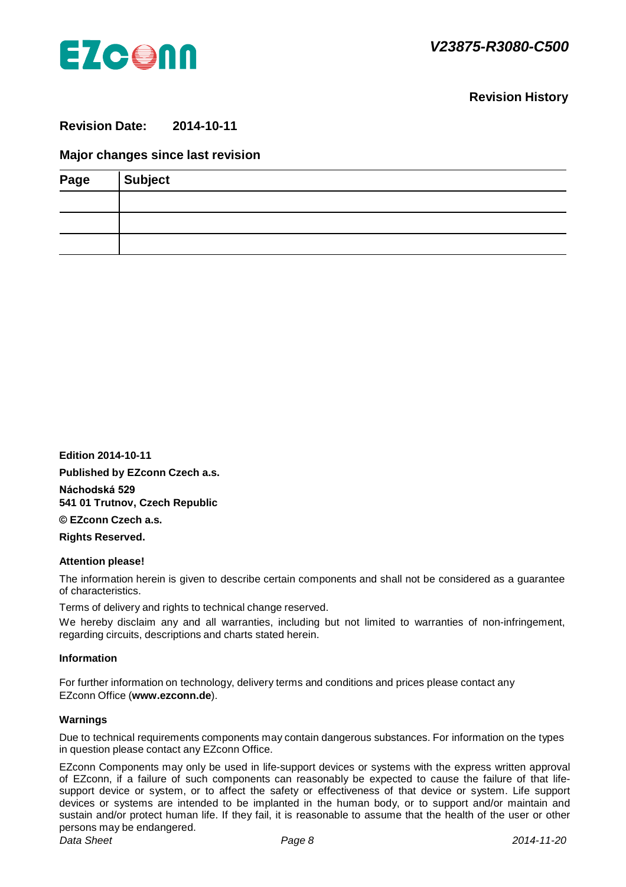## Revision History

**Revision Date: 2014-10-11**

### Major changes since last revision

| Page | Subject |
| --- | --- |
| | |
| | |
| | |

**Edition 2014-10-11**

**Published by EZconn Czech a.s.**

**Náchodská 529**
**541 01 Trutnov, Czech Republic**

**© EZconn Czech a.s.**

**Rights Reserved.**

**Attention please!**

The information herein is given to describe certain components and shall not be considered as a guarantee of characteristics.

Terms of delivery and rights to technical change reserved.

We hereby disclaim any and all warranties, including but not limited to warranties of non-infringement, regarding circuits, descriptions and charts stated herein.

**Information**

For further information on technology, delivery terms and conditions and prices please contact any EZconn Office (**www.ezconn.de**).

**Warnings**

Due to technical requirements components may contain dangerous substances. For information on the types in question please contact any EZconn Office.

EZconn Components may only be used in life-support devices or systems with the express written approval of EZconn, if a failure of such components can reasonably be expected to cause the failure of that life-support device or system, or to affect the safety or effectiveness of that device or system. Life support devices or systems are intended to be implanted in the human body, or to support and/or maintain and sustain and/or protect human life. If they fail, it is reasonable to assume that the health of the user or other persons may be endangered.